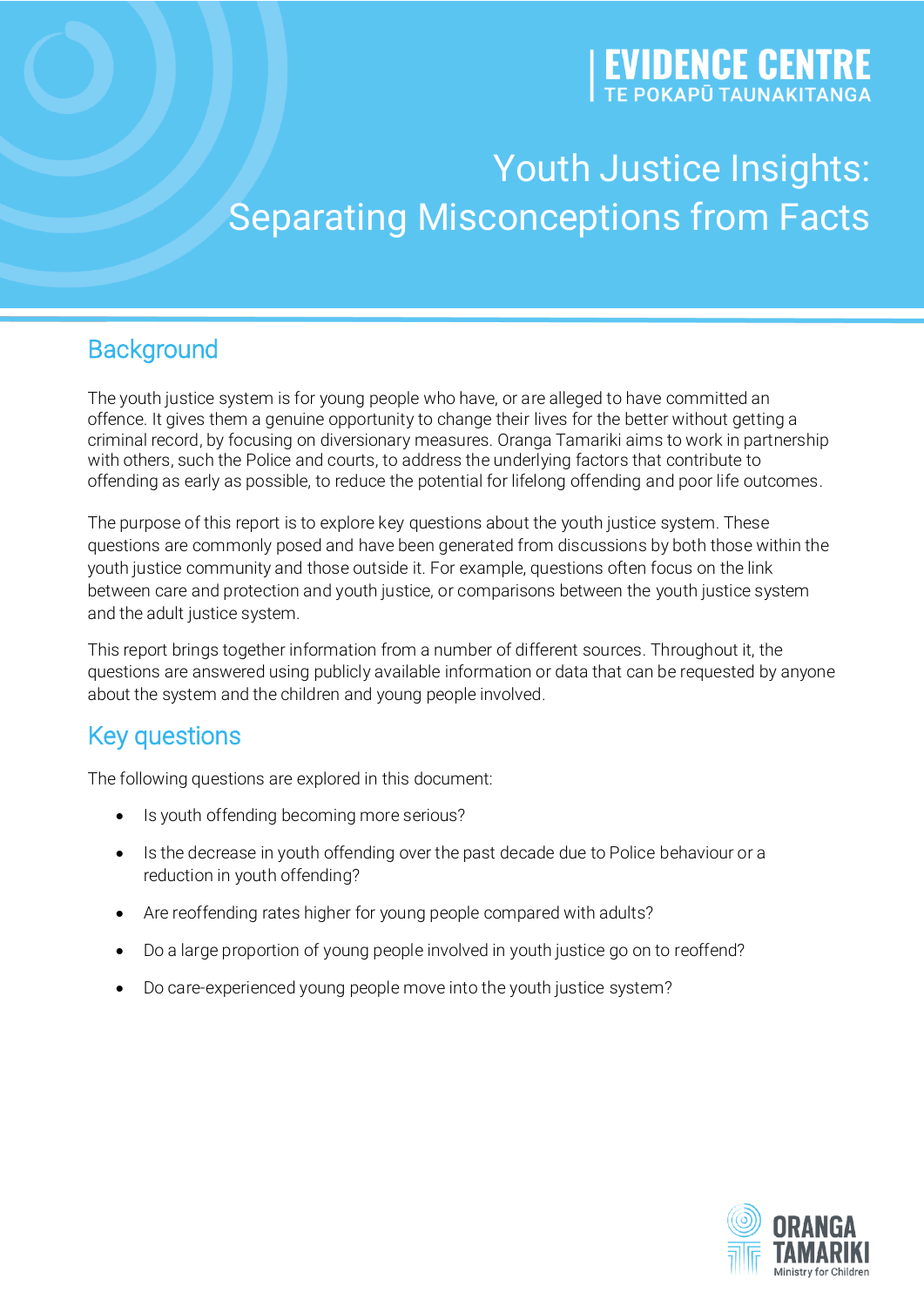EVIDENCE CENTRE
TE POKAPŪ TAUNAKITANGA

# Youth Justice Insights: Separating Misconceptions from Facts

## Background

The youth justice system is for young people who have, or are alleged to have committed an offence. It gives them a genuine opportunity to change their lives for the better without getting a criminal record, by focusing on diversionary measures. Oranga Tamariki aims to work in partnership with others, such the Police and courts, to address the underlying factors that contribute to offending as early as possible, to reduce the potential for lifelong offending and poor life outcomes.

The purpose of this report is to explore key questions about the youth justice system. These questions are commonly posed and have been generated from discussions by both those within the youth justice community and those outside it. For example, questions often focus on the link between care and protection and youth justice, or comparisons between the youth justice system and the adult justice system.

This report brings together information from a number of different sources. Throughout it, the questions are answered using publicly available information or data that can be requested by anyone about the system and the children and young people involved.

## Key questions

The following questions are explored in this document:

- Is youth offending becoming more serious?
- Is the decrease in youth offending over the past decade due to Police behaviour or a reduction in youth offending?
- Are reoffending rates higher for young people compared with adults?
- Do a large proportion of young people involved in youth justice go on to reoffend?
- Do care-experienced young people move into the youth justice system?

ORANGA TAMARIKI
Ministry for Children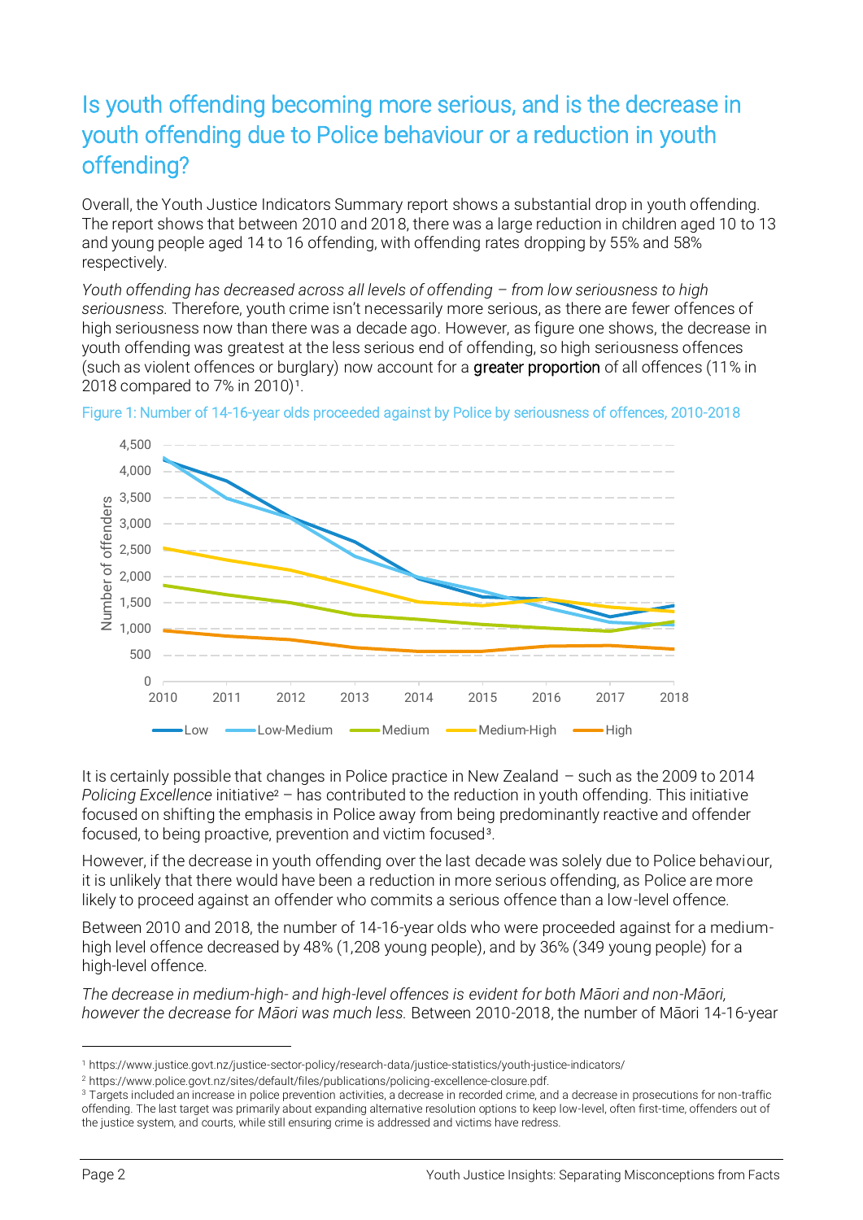## Is youth offending becoming more serious, and is the decrease in youth offending due to Police behaviour or a reduction in youth offending?

Overall, the Youth Justice Indicators Summary report shows a substantial drop in youth offending. The report shows that between 2010 and 2018, there was a large reduction in children aged 10 to 13 and young people aged 14 to 16 offending, with offending rates dropping by 55% and 58% respectively.

*Youth offending has decreased across all levels of offending – from low seriousness to high seriousness.* Therefore, youth crime isn't necessarily more serious, as there are fewer offences of high seriousness now than there was a decade ago. However, as figure one shows, the decrease in youth offending was greatest at the less serious end of offending, so high seriousness offences (such as violent offences or burglary) now account for a greater proportion of all offences (11% in 2018 compared to 7% in 2010)[1].

Figure 1: Number of 14-16-year olds proceeded against by Police by seriousness of offences, 2010-2018

It is certainly possible that changes in Police practice in New Zealand – such as the 2009 to 2014 *Policing Excellence* initiative[2] – has contributed to the reduction in youth offending. This initiative focused on shifting the emphasis in Police away from being predominantly reactive and offender focused, to being proactive, prevention and victim focused[3].

However, if the decrease in youth offending over the last decade was solely due to Police behaviour, it is unlikely that there would have been a reduction in more serious offending, as Police are more likely to proceed against an offender who commits a serious offence than a low-level offence.

Between 2010 and 2018, the number of 14-16-year olds who were proceeded against for a medium-high level offence decreased by 48% (1,208 young people), and by 36% (349 young people) for a high-level offence.

*The decrease in medium-high- and high-level offences is evident for both Māori and non-Māori, however the decrease for Māori was much less.* Between 2010-2018, the number of Māori 14-16-year

[1] https://www.justice.govt.nz/justice-sector-policy/research-data/justice-statistics/youth-justice-indicators/

[2] https://www.police.govt.nz/sites/default/files/publications/policing-excellence-closure.pdf.

[3] Targets included an increase in police prevention activities, a decrease in recorded crime, and a decrease in prosecutions for non-traffic offending. The last target was primarily about expanding alternative resolution options to keep low-level, often first-time, offenders out of the justice system, and courts, while still ensuring crime is addressed and victims have redress.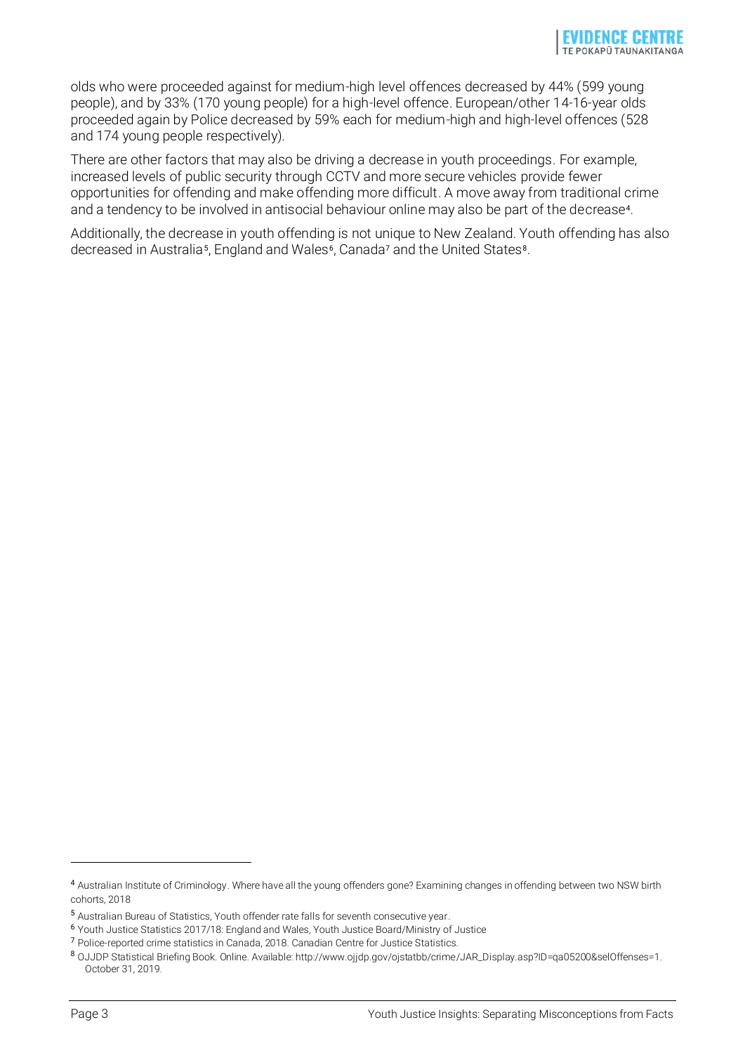olds who were proceeded against for medium-high level offences decreased by 44% (599 young people), and by 33% (170 young people) for a high-level offence. European/other 14-16-year olds proceeded again by Police decreased by 59% each for medium-high and high-level offences (528 and 174 young people respectively).

There are other factors that may also be driving a decrease in youth proceedings. For example, increased levels of public security through CCTV and more secure vehicles provide fewer opportunities for offending and make offending more difficult. A move away from traditional crime and a tendency to be involved in antisocial behaviour online may also be part of the decrease[4].

Additionally, the decrease in youth offending is not unique to New Zealand. Youth offending has also decreased in Australia[5], England and Wales[6], Canada[7] and the United States[8].

---

[4] Australian Institute of Criminology. Where have all the young offenders gone? Examining changes in offending between two NSW birth cohorts, 2018

[5] Australian Bureau of Statistics, Youth offender rate falls for seventh consecutive year.

[6] Youth Justice Statistics 2017/18: England and Wales, Youth Justice Board/Ministry of Justice

[7] Police-reported crime statistics in Canada, 2018. Canadian Centre for Justice Statistics.

[8] OJJDP Statistical Briefing Book. Online. Available: http://www.ojjdp.gov/ojstatbb/crime/JAR_Display.asp?ID=qa05200&selOffenses=1. October 31, 2019.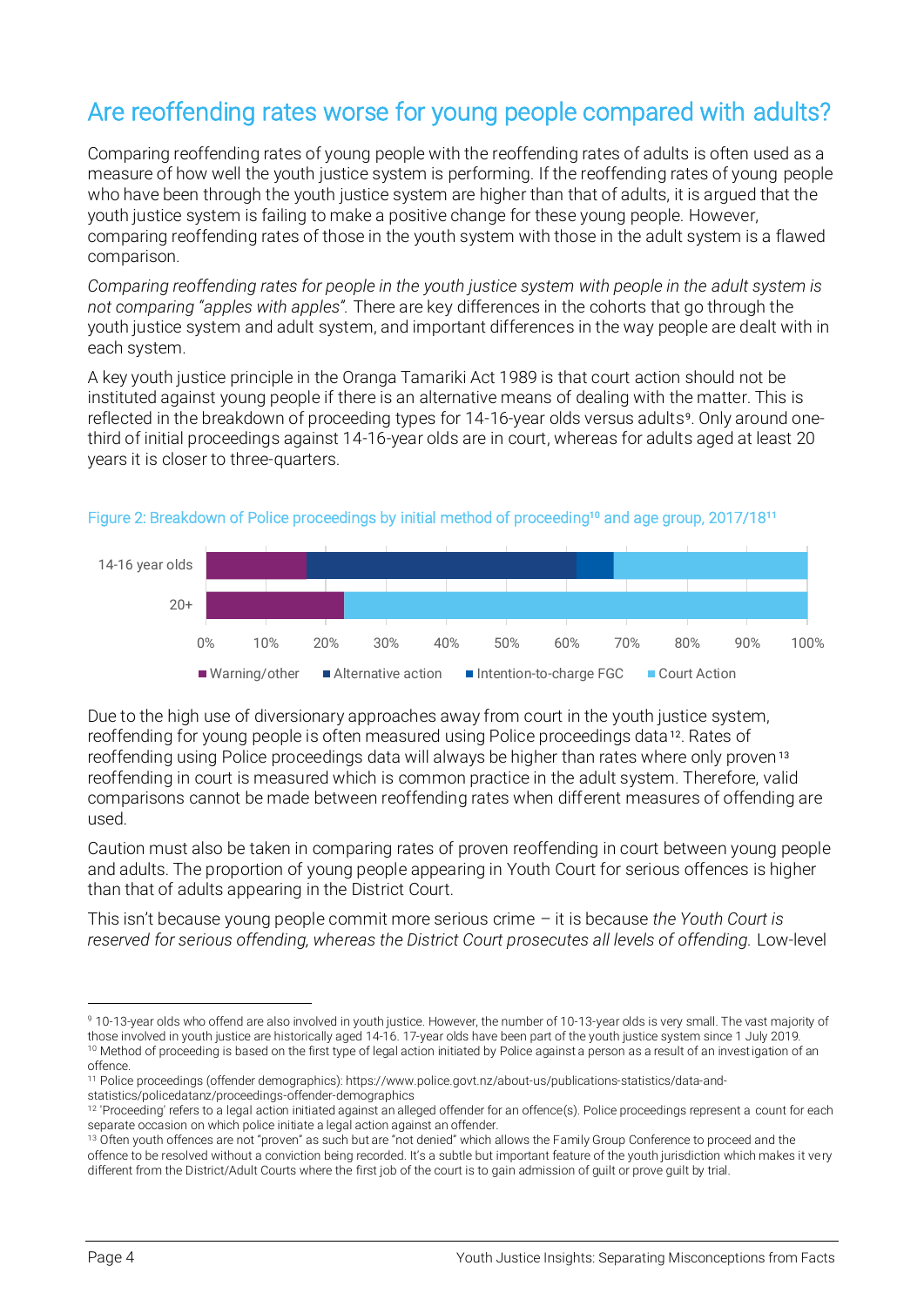## Are reoffending rates worse for young people compared with adults?

Comparing reoffending rates of young people with the reoffending rates of adults is often used as a measure of how well the youth justice system is performing. If the reoffending rates of young people who have been through the youth justice system are higher than that of adults, it is argued that the youth justice system is failing to make a positive change for these young people. However, comparing reoffending rates of those in the youth system with those in the adult system is a flawed comparison.

*Comparing reoffending rates for people in the youth justice system with people in the adult system is not comparing "apples with apples".* There are key differences in the cohorts that go through the youth justice system and adult system, and important differences in the way people are dealt with in each system.

A key youth justice principle in the Oranga Tamariki Act 1989 is that court action should not be instituted against young people if there is an alternative means of dealing with the matter. This is reflected in the breakdown of proceeding types for 14-16-year olds versus adults[9]. Only around one-third of initial proceedings against 14-16-year olds are in court, whereas for adults aged at least 20 years it is closer to three-quarters.

Figure 2: Breakdown of Police proceedings by initial method of proceeding[10] and age group, 2017/18[11]

| Age group | Warning/other | Alternative action | Intention-to-charge FGC | Court Action |
|---|---|---|---|---|
| 14-16 year olds | ~17% | ~45% | ~6% | ~32% |
| 20+ | ~23% | – | – | ~77% |

Due to the high use of diversionary approaches away from court in the youth justice system, reoffending for young people is often measured using Police proceedings data[12]. Rates of reoffending using Police proceedings data will always be higher than rates where only proven[13] reoffending in court is measured which is common practice in the adult system. Therefore, valid comparisons cannot be made between reoffending rates when different measures of offending are used.

Caution must also be taken in comparing rates of proven reoffending in court between young people and adults. The proportion of young people appearing in Youth Court for serious offences is higher than that of adults appearing in the District Court.

This isn't because young people commit more serious crime – it is because *the Youth Court is reserved for serious offending, whereas the District Court prosecutes all levels of offending.* Low-level

---

[9] 10-13-year olds who offend are also involved in youth justice. However, the number of 10-13-year olds is very small. The vast majority of those involved in youth justice are historically aged 14-16. 17-year olds have been part of the youth justice system since 1 July 2019.

[10] Method of proceeding is based on the first type of legal action initiated by Police against a person as a result of an investigation of an offence.

[11] Police proceedings (offender demographics): https://www.police.govt.nz/about-us/publications-statistics/data-and-statistics/policedatanz/proceedings-offender-demographics

[12] 'Proceeding' refers to a legal action initiated against an alleged offender for an offence(s). Police proceedings represent a count for each separate occasion on which police initiate a legal action against an offender.

[13] Often youth offences are not "proven" as such but are "not denied" which allows the Family Group Conference to proceed and the offence to be resolved without a conviction being recorded. It's a subtle but important feature of the youth jurisdiction which makes it very different from the District/Adult Courts where the first job of the court is to gain admission of guilt or prove guilt by trial.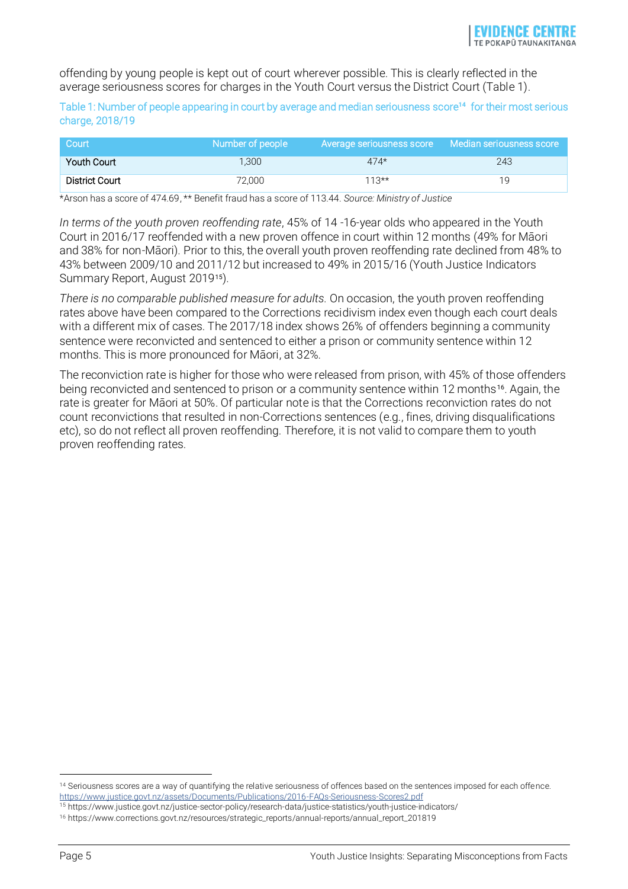offending by young people is kept out of court wherever possible. This is clearly reflected in the average seriousness scores for charges in the Youth Court versus the District Court (Table 1).

Table 1: Number of people appearing in court by average and median seriousness score[14] for their most serious charge, 2018/19

| Court | Number of people | Average seriousness score | Median seriousness score |
|---|---|---|---|
| Youth Court | 1,300 | 474* | 243 |
| District Court | 72,000 | 113** | 19 |

*Arson has a score of 474.69, ** Benefit fraud has a score of 113.44. *Source: Ministry of Justice*

*In terms of the youth proven reoffending rate*, 45% of 14 -16-year olds who appeared in the Youth Court in 2016/17 reoffended with a new proven offence in court within 12 months (49% for Māori and 38% for non-Māori). Prior to this, the overall youth proven reoffending rate declined from 48% to 43% between 2009/10 and 2011/12 but increased to 49% in 2015/16 (Youth Justice Indicators Summary Report, August 2019[15]).

*There is no comparable published measure for adults.* On occasion, the youth proven reoffending rates above have been compared to the Corrections recidivism index even though each court deals with a different mix of cases. The 2017/18 index shows 26% of offenders beginning a community sentence were reconvicted and sentenced to either a prison or community sentence within 12 months. This is more pronounced for Māori, at 32%.

The reconviction rate is higher for those who were released from prison, with 45% of those offenders being reconvicted and sentenced to prison or a community sentence within 12 months[16]. Again, the rate is greater for Māori at 50%. Of particular note is that the Corrections reconviction rates do not count reconvictions that resulted in non-Corrections sentences (e.g., fines, driving disqualifications etc), so do not reflect all proven reoffending. Therefore, it is not valid to compare them to youth proven reoffending rates.

---

[14] Seriousness scores are a way of quantifying the relative seriousness of offences based on the sentences imposed for each offence. https://www.justice.govt.nz/assets/Documents/Publications/2016-FAQs-Seriousness-Scores2.pdf

[15] https://www.justice.govt.nz/justice-sector-policy/research-data/justice-statistics/youth-justice-indicators/

[16] https://www.corrections.govt.nz/resources/strategic_reports/annual-reports/annual_report_201819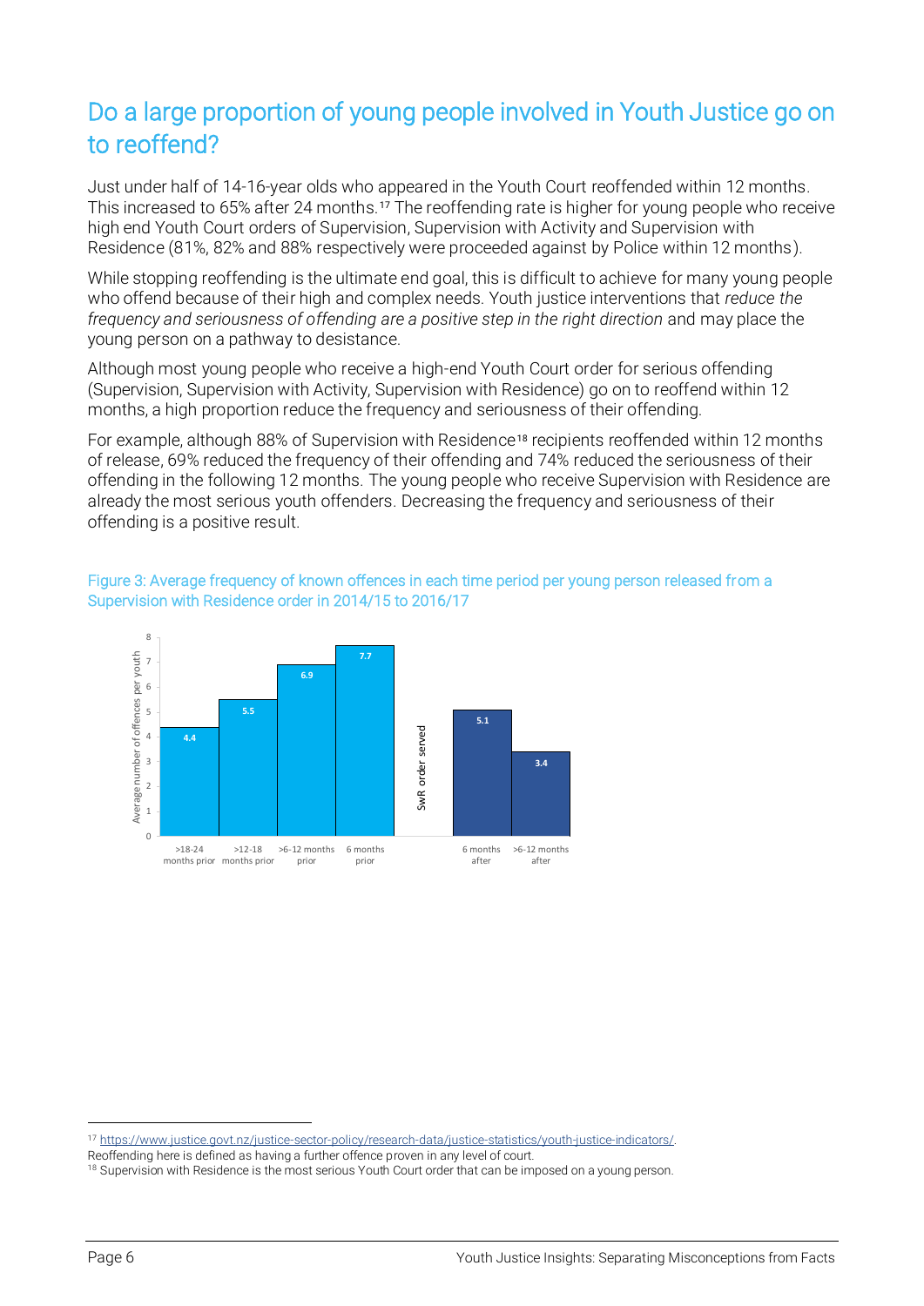## Do a large proportion of young people involved in Youth Justice go on to reoffend?

Just under half of 14-16-year olds who appeared in the Youth Court reoffended within 12 months. This increased to 65% after 24 months.[17] The reoffending rate is higher for young people who receive high end Youth Court orders of Supervision, Supervision with Activity and Supervision with Residence (81%, 82% and 88% respectively were proceeded against by Police within 12 months).

While stopping reoffending is the ultimate end goal, this is difficult to achieve for many young people who offend because of their high and complex needs. Youth justice interventions that *reduce the frequency and seriousness of offending are a positive step in the right direction* and may place the young person on a pathway to desistance.

Although most young people who receive a high-end Youth Court order for serious offending (Supervision, Supervision with Activity, Supervision with Residence) go on to reoffend within 12 months, a high proportion reduce the frequency and seriousness of their offending.

For example, although 88% of Supervision with Residence[18] recipients reoffended within 12 months of release, 69% reduced the frequency of their offending and 74% reduced the seriousness of their offending in the following 12 months. The young people who receive Supervision with Residence are already the most serious youth offenders. Decreasing the frequency and seriousness of their offending is a positive result.

Figure 3: Average frequency of known offences in each time period per young person released from a Supervision with Residence order in 2014/15 to 2016/17

| Time period | Average number of offences per youth |
| --- | --- |
| >18-24 months prior | 4.4 |
| >12-18 months prior | 5.5 |
| >6-12 months prior | 6.9 |
| 6 months prior | 7.7 |
| SwR order served | |
| 6 months after | 5.1 |
| >6-12 months after | 3.4 |

[17] https://www.justice.govt.nz/justice-sector-policy/research-data/justice-statistics/youth-justice-indicators/. Reoffending here is defined as having a further offence proven in any level of court.

[18] Supervision with Residence is the most serious Youth Court order that can be imposed on a young person.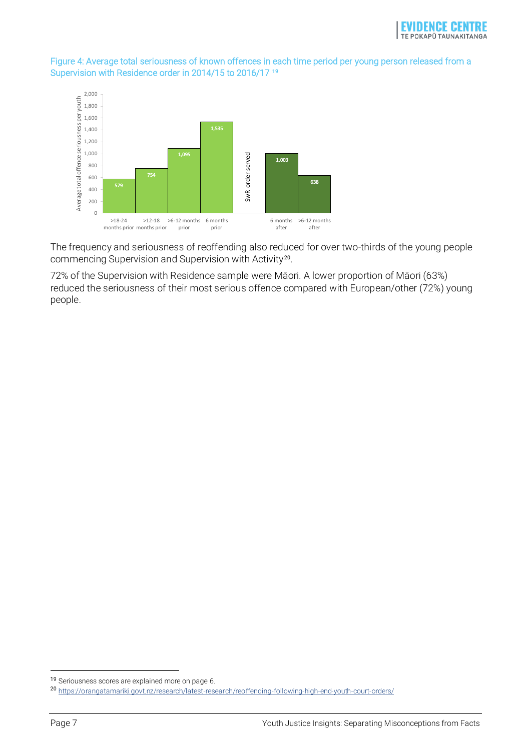Figure 4: Average total seriousness of known offences in each time period per young person released from a Supervision with Residence order in 2014/15 to 2016/17 [19]

| Time period | Average total offence seriousness per youth |
|---|---|
| >18-24 months prior | 579 |
| >12-18 months prior | 754 |
| >6-12 months prior | 1,095 |
| 6 months prior | 1,535 |
| SwR order served | |
| 6 months after | 1,003 |
| >6-12 months after | 638 |

The frequency and seriousness of reoffending also reduced for over two-thirds of the young people commencing Supervision and Supervision with Activity[20].

72% of the Supervision with Residence sample were Māori. A lower proportion of Māori (63%) reduced the seriousness of their most serious offence compared with European/other (72%) young people.

[19] Seriousness scores are explained more on page 6.

[20] https://orangatamariki.govt.nz/research/latest-research/reoffending-following-high-end-youth-court-orders/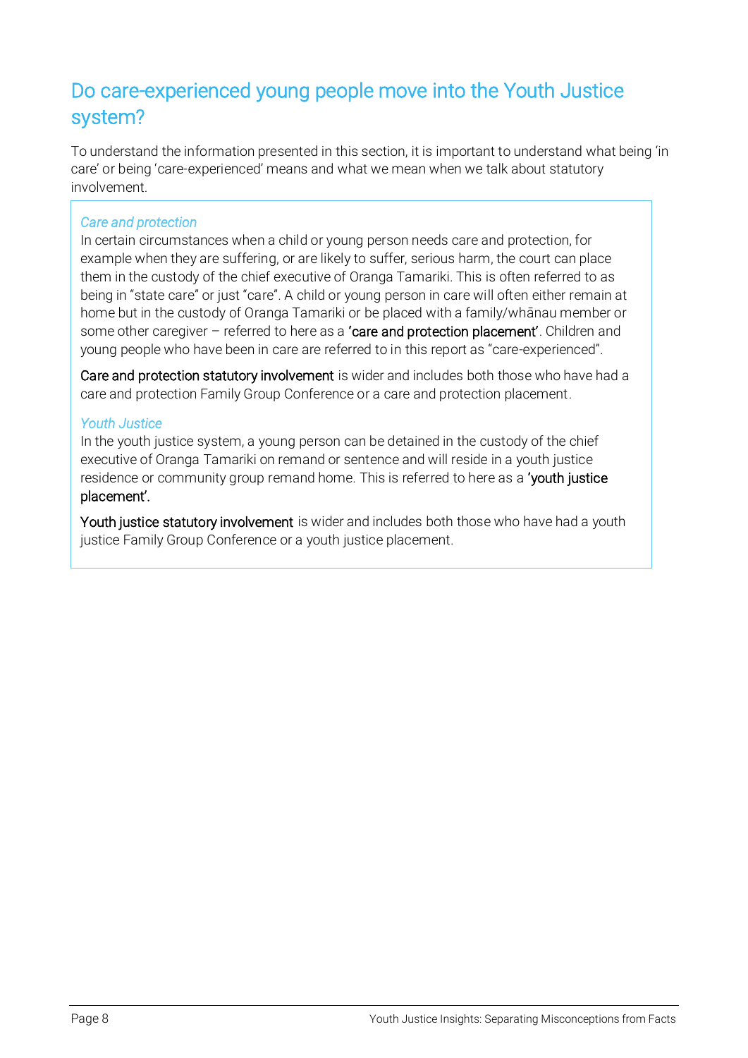## Do care-experienced young people move into the Youth Justice system?

To understand the information presented in this section, it is important to understand what being 'in care' or being 'care-experienced' means and what we mean when we talk about statutory involvement.

*Care and protection*

In certain circumstances when a child or young person needs care and protection, for example when they are suffering, or are likely to suffer, serious harm, the court can place them in the custody of the chief executive of Oranga Tamariki. This is often referred to as being in "state care" or just "care". A child or young person in care will often either remain at home but in the custody of Oranga Tamariki or be placed with a family/whānau member or some other caregiver – referred to here as a **'care and protection placement'**. Children and young people who have been in care are referred to in this report as "care-experienced".

**Care and protection statutory involvement** is wider and includes both those who have had a care and protection Family Group Conference or a care and protection placement.

*Youth Justice*

In the youth justice system, a young person can be detained in the custody of the chief executive of Oranga Tamariki on remand or sentence and will reside in a youth justice residence or community group remand home. This is referred to here as a **'youth justice placement'.**

**Youth justice statutory involvement** is wider and includes both those who have had a youth justice Family Group Conference or a youth justice placement.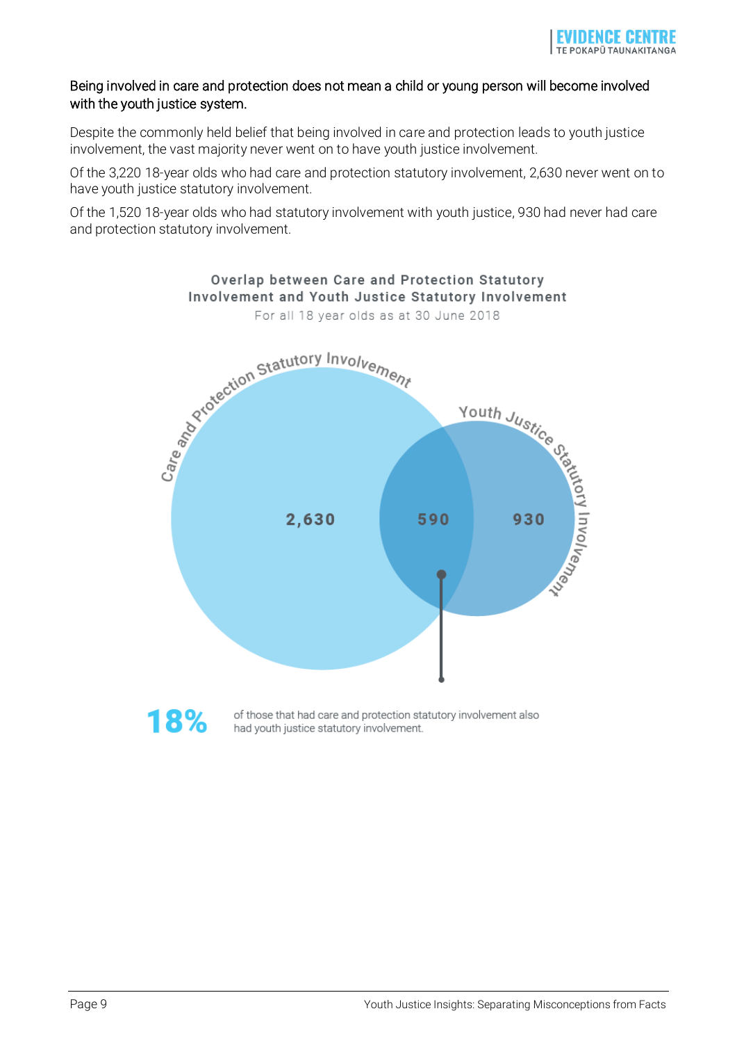**Being involved in care and protection does not mean a child or young person will become involved with the youth justice system.**

Despite the commonly held belief that being involved in care and protection leads to youth justice involvement, the vast majority never went on to have youth justice involvement.

Of the 3,220 18-year olds who had care and protection statutory involvement, 2,630 never went on to have youth justice statutory involvement.

Of the 1,520 18-year olds who had statutory involvement with youth justice, 930 had never had care and protection statutory involvement.

**Overlap between Care and Protection Statutory Involvement and Youth Justice Statutory Involvement**

For all 18 year olds as at 30 June 2018

Care and Protection Statutory Involvement: 2,630

Both: 590

Youth Justice Statutory Involvement: 930

**18%** of those that had care and protection statutory involvement also had youth justice statutory involvement.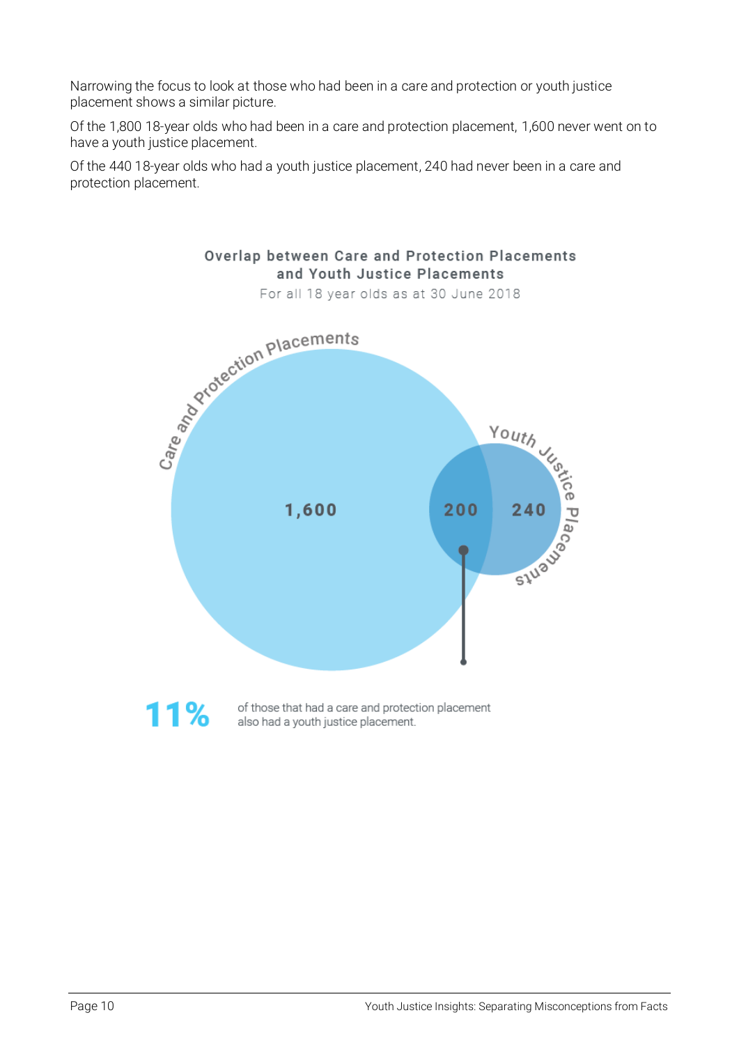Narrowing the focus to look at those who had been in a care and protection or youth justice placement shows a similar picture.

Of the 1,800 18-year olds who had been in a care and protection placement, 1,600 never went on to have a youth justice placement.

Of the 440 18-year olds who had a youth justice placement, 240 had never been in a care and protection placement.

**Overlap between Care and Protection Placements and Youth Justice Placements**

For all 18 year olds as at 30 June 2018

Care and Protection Placements: 1,600

Overlap: 200

Youth Justice Placements: 240

**11%** of those that had a care and protection placement also had a youth justice placement.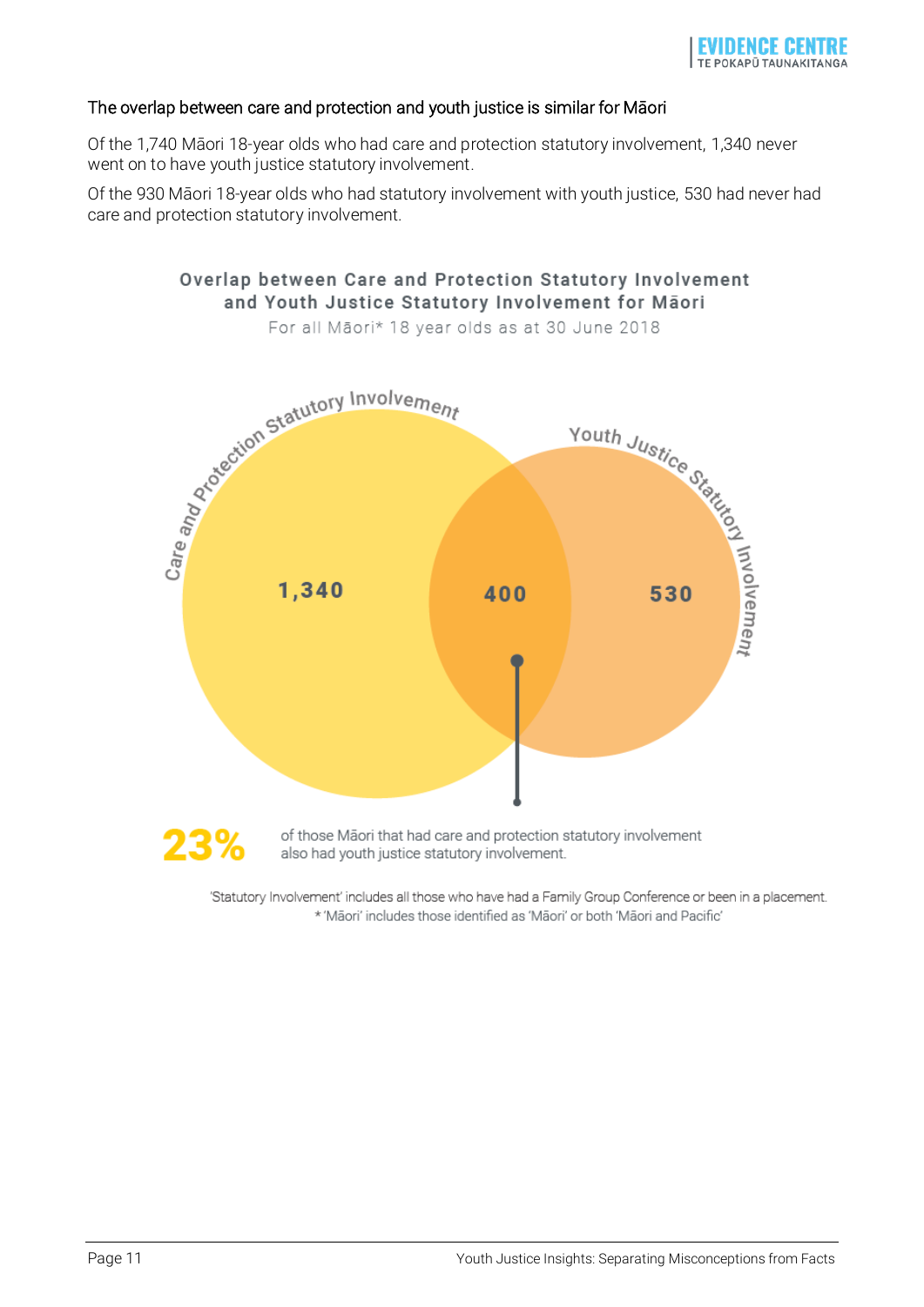### The overlap between care and protection and youth justice is similar for Māori

Of the 1,740 Māori 18-year olds who had care and protection statutory involvement, 1,340 never went on to have youth justice statutory involvement.

Of the 930 Māori 18-year olds who had statutory involvement with youth justice, 530 had never had care and protection statutory involvement.

**Overlap between Care and Protection Statutory Involvement and Youth Justice Statutory Involvement for Māori**

For all Māori* 18 year olds as at 30 June 2018

| Care and Protection Statutory Involvement only | Both | Youth Justice Statutory Involvement only |
| --- | --- | --- |
| 1,340 | 400 | 530 |

**23%** of those Māori that had care and protection statutory involvement also had youth justice statutory involvement.

'Statutory Involvement' includes all those who have had a Family Group Conference or been in a placement.
* 'Māori' includes those identified as 'Māori' or both 'Māori and Pacific'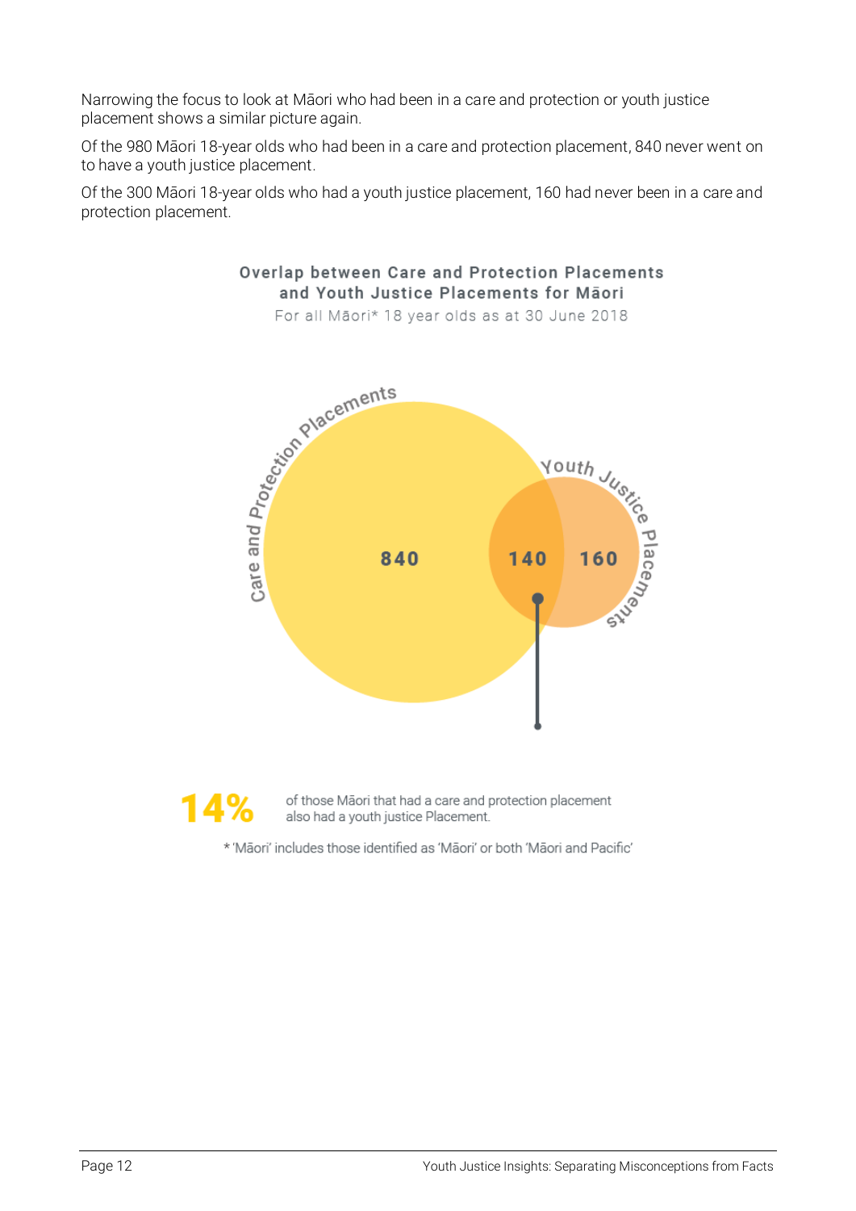Narrowing the focus to look at Māori who had been in a care and protection or youth justice placement shows a similar picture again.

Of the 980 Māori 18-year olds who had been in a care and protection placement, 840 never went on to have a youth justice placement.

Of the 300 Māori 18-year olds who had a youth justice placement, 160 had never been in a care and protection placement.

**Overlap between Care and Protection Placements and Youth Justice Placements for Māori**

For all Māori* 18 year olds as at 30 June 2018

Care and Protection Placements: 840 | Overlap: 140 | Youth Justice Placements: 160

**14%** of those Māori that had a care and protection placement also had a youth justice Placement.

* 'Māori' includes those identified as 'Māori' or both 'Māori and Pacific'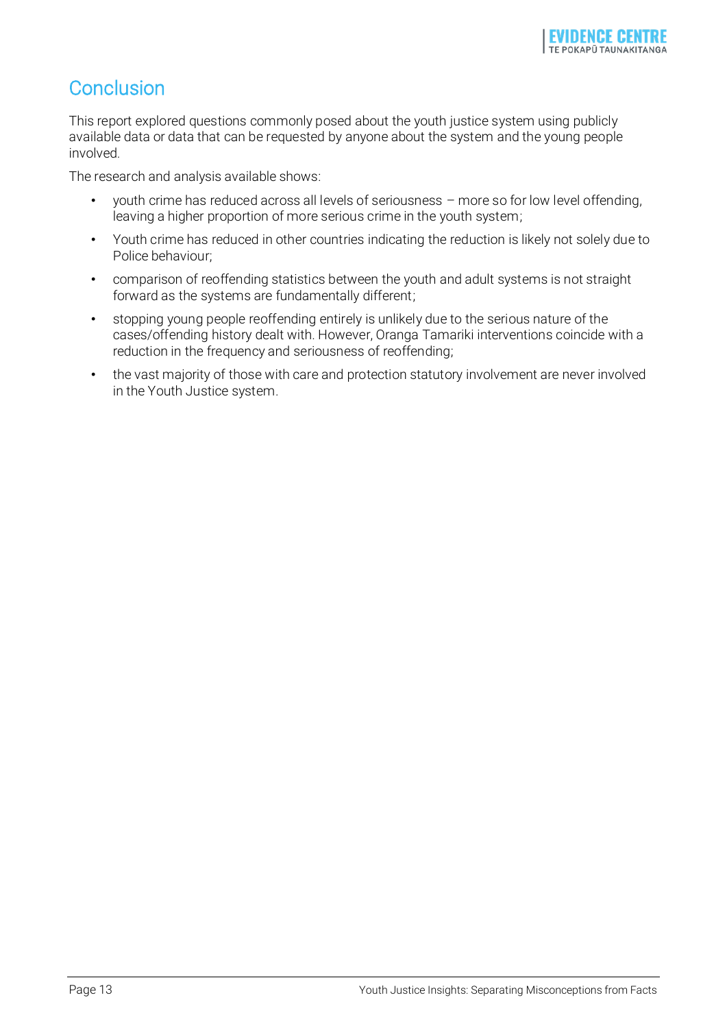# Conclusion

This report explored questions commonly posed about the youth justice system using publicly available data or data that can be requested by anyone about the system and the young people involved.

The research and analysis available shows:

- youth crime has reduced across all levels of seriousness – more so for low level offending, leaving a higher proportion of more serious crime in the youth system;
- Youth crime has reduced in other countries indicating the reduction is likely not solely due to Police behaviour;
- comparison of reoffending statistics between the youth and adult systems is not straight forward as the systems are fundamentally different;
- stopping young people reoffending entirely is unlikely due to the serious nature of the cases/offending history dealt with. However, Oranga Tamariki interventions coincide with a reduction in the frequency and seriousness of reoffending;
- the vast majority of those with care and protection statutory involvement are never involved in the Youth Justice system.